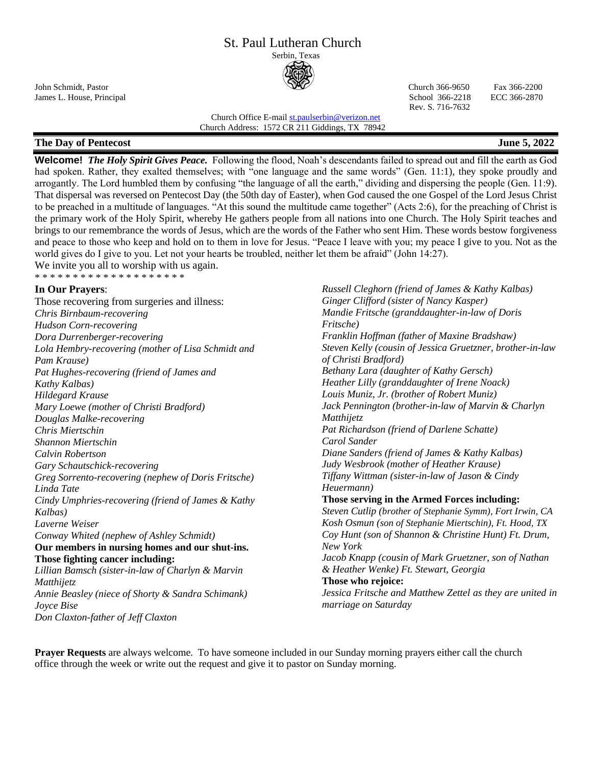# St. Paul Lutheran Church

Serbin, Texas

John Schmidt, Pastor
James L. House, Principal

Church 366-9650 Fax 366-2200
School 366-2218 ECC 366-2870
Rev. S. 716-7632

Church Office E-mail st.paulserbin@verizon.net
Church Address: 1572 CR 211 Giddings, TX 78942

**The Day of Pentecost** **June 5, 2022**

**Welcome!** ***The Holy Spirit Gives Peace.*** Following the flood, Noah's descendants failed to spread out and fill the earth as God had spoken. Rather, they exalted themselves; with "one language and the same words" (Gen. 11:1), they spoke proudly and arrogantly. The Lord humbled them by confusing "the language of all the earth," dividing and dispersing the people (Gen. 11:9). That dispersal was reversed on Pentecost Day (the 50th day of Easter), when God caused the one Gospel of the Lord Jesus Christ to be preached in a multitude of languages. "At this sound the multitude came together" (Acts 2:6), for the preaching of Christ is the primary work of the Holy Spirit, whereby He gathers people from all nations into one Church. The Holy Spirit teaches and brings to our remembrance the words of Jesus, which are the words of the Father who sent Him. These words bestow forgiveness and peace to those who keep and hold on to them in love for Jesus. "Peace I leave with you; my peace I give to you. Not as the world gives do I give to you. Let not your hearts be troubled, neither let them be afraid" (John 14:27).
We invite you all to worship with us again.

* * * * * * * * * * * * * * * * * * * *

**In Our Prayers**:
Those recovering from surgeries and illness:
*Chris Birnbaum-recovering*
*Hudson Corn-recovering*
*Dora Durrenberger-recovering*
*Lola Hembry-recovering (mother of Lisa Schmidt and Pam Krause)*
*Pat Hughes-recovering (friend of James and Kathy Kalbas)*
*Hildegard Krause*
*Mary Loewe (mother of Christi Bradford)*
*Douglas Malke-recovering*
*Chris Miertschin*
*Shannon Miertschin*
*Calvin Robertson*
*Gary Schautschick-recovering*
*Greg Sorrento-recovering (nephew of Doris Fritsche)*
*Linda Tate*
*Cindy Umphries-recovering (friend of James & Kathy Kalbas)*
*Laverne Weiser*
*Conway Whited (nephew of Ashley Schmidt)*

**Our members in nursing homes and our shut-ins.**

**Those fighting cancer including:**
*Lillian Bamsch (sister-in-law of Charlyn & Marvin Matthijetz*
*Annie Beasley (niece of Shorty & Sandra Schimank)*
*Joyce Bise*
*Don Claxton-father of Jeff Claxton*
*Russell Cleghorn (friend of James & Kathy Kalbas)*
*Ginger Clifford (sister of Nancy Kasper)*
*Mandie Fritsche (granddaughter-in-law of Doris Fritsche)*
*Franklin Hoffman (father of Maxine Bradshaw)*
*Steven Kelly (cousin of Jessica Gruetzner, brother-in-law of Christi Bradford)*
*Bethany Lara (daughter of Kathy Gersch)*
*Heather Lilly (granddaughter of Irene Noack)*
*Louis Muniz, Jr. (brother of Robert Muniz)*
*Jack Pennington (brother-in-law of Marvin & Charlyn Matthijetz*
*Pat Richardson (friend of Darlene Schatte)*
*Carol Sander*
*Diane Sanders (friend of James & Kathy Kalbas)*
*Judy Wesbrook (mother of Heather Krause)*
*Tiffany Wittman (sister-in-law of Jason & Cindy Heuermann)*

**Those serving in the Armed Forces including:**
*Steven Cutlip (brother of Stephanie Symm), Fort Irwin, CA*
*Kosh Osmun (son of Stephanie Miertschin), Ft. Hood, TX*
*Coy Hunt (son of Shannon & Christine Hunt) Ft. Drum, New York*
*Jacob Knapp (cousin of Mark Gruetzner, son of Nathan & Heather Wenke) Ft. Stewart, Georgia*

**Those who rejoice:**
*Jessica Fritsche and Matthew Zettel as they are united in marriage on Saturday*

**Prayer Requests** are always welcome. To have someone included in our Sunday morning prayers either call the church office through the week or write out the request and give it to pastor on Sunday morning.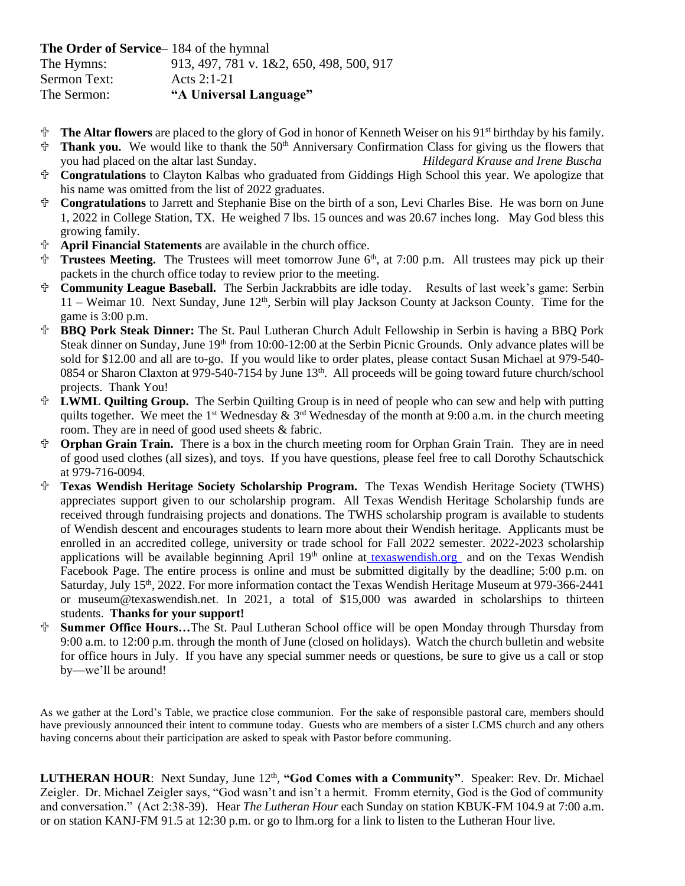**The Order of Service**– 184 of the hymnal

| | |
|---|---|
| The Hymns: | 913, 497, 781 v. 1&2, 650, 498, 500, 917 |
| Sermon Text: | Acts 2:1-21 |
| The Sermon: | **"A Universal Language"** |

- **The Altar flowers** are placed to the glory of God in honor of Kenneth Weiser on his 91st birthday by his family.
- **Thank you.** We would like to thank the 50th Anniversary Confirmation Class for giving us the flowers that you had placed on the altar last Sunday. *Hildegard Krause and Irene Buscha*
- **Congratulations** to Clayton Kalbas who graduated from Giddings High School this year. We apologize that his name was omitted from the list of 2022 graduates.
- **Congratulations** to Jarrett and Stephanie Bise on the birth of a son, Levi Charles Bise. He was born on June 1, 2022 in College Station, TX. He weighed 7 lbs. 15 ounces and was 20.67 inches long. May God bless this growing family.
- **April Financial Statements** are available in the church office.
- **Trustees Meeting.** The Trustees will meet tomorrow June 6th, at 7:00 p.m. All trustees may pick up their packets in the church office today to review prior to the meeting.
- **Community League Baseball.** The Serbin Jackrabbits are idle today. Results of last week's game: Serbin 11 – Weimar 10. Next Sunday, June 12th, Serbin will play Jackson County at Jackson County. Time for the game is 3:00 p.m.
- **BBQ Pork Steak Dinner:** The St. Paul Lutheran Church Adult Fellowship in Serbin is having a BBQ Pork Steak dinner on Sunday, June 19th from 10:00-12:00 at the Serbin Picnic Grounds. Only advance plates will be sold for $12.00 and all are to-go. If you would like to order plates, please contact Susan Michael at 979-540-0854 or Sharon Claxton at 979-540-7154 by June 13th. All proceeds will be going toward future church/school projects. Thank You!
- **LWML Quilting Group.** The Serbin Quilting Group is in need of people who can sew and help with putting quilts together. We meet the 1st Wednesday & 3rd Wednesday of the month at 9:00 a.m. in the church meeting room. They are in need of good used sheets & fabric.
- **Orphan Grain Train.** There is a box in the church meeting room for Orphan Grain Train. They are in need of good used clothes (all sizes), and toys. If you have questions, please feel free to call Dorothy Schautschick at 979-716-0094.
- **Texas Wendish Heritage Society Scholarship Program.** The Texas Wendish Heritage Society (TWHS) appreciates support given to our scholarship program. All Texas Wendish Heritage Scholarship funds are received through fundraising projects and donations. The TWHS scholarship program is available to students of Wendish descent and encourages students to learn more about their Wendish heritage. Applicants must be enrolled in an accredited college, university or trade school for Fall 2022 semester. 2022-2023 scholarship applications will be available beginning April 19th online at texaswendish.org and on the Texas Wendish Facebook Page. The entire process is online and must be submitted digitally by the deadline; 5:00 p.m. on Saturday, July 15th, 2022. For more information contact the Texas Wendish Heritage Museum at 979-366-2441 or museum@texaswendish.net. In 2021, a total of $15,000 was awarded in scholarships to thirteen students. **Thanks for your support!**
- **Summer Office Hours…**The St. Paul Lutheran School office will be open Monday through Thursday from 9:00 a.m. to 12:00 p.m. through the month of June (closed on holidays). Watch the church bulletin and website for office hours in July. If you have any special summer needs or questions, be sure to give us a call or stop by—we'll be around!

As we gather at the Lord's Table, we practice close communion. For the sake of responsible pastoral care, members should have previously announced their intent to commune today. Guests who are members of a sister LCMS church and any others having concerns about their participation are asked to speak with Pastor before communing.

**LUTHERAN HOUR**: Next Sunday, June 12th, **"God Comes with a Community"**. Speaker: Rev. Dr. Michael Zeigler. Dr. Michael Zeigler says, "God wasn't and isn't a hermit. Fromm eternity, God is the God of community and conversation." (Act 2:38-39). Hear *The Lutheran Hour* each Sunday on station KBUK-FM 104.9 at 7:00 a.m. or on station KANJ-FM 91.5 at 12:30 p.m. or go to lhm.org for a link to listen to the Lutheran Hour live.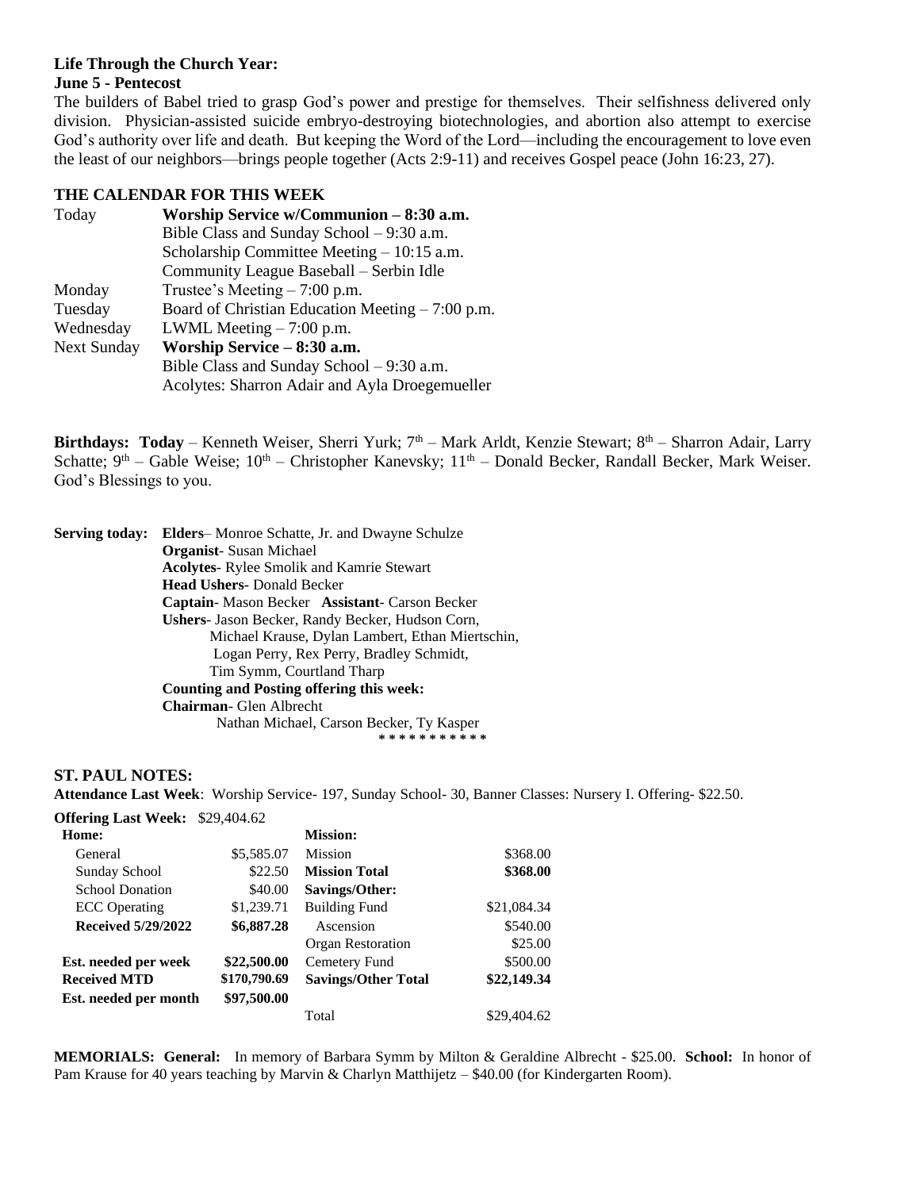**Life Through the Church Year:**
**June 5 - Pentecost**

The builders of Babel tried to grasp God's power and prestige for themselves. Their selfishness delivered only division. Physician-assisted suicide embryo-destroying biotechnologies, and abortion also attempt to exercise God's authority over life and death. But keeping the Word of the Lord—including the encouragement to love even the least of our neighbors—brings people together (Acts 2:9-11) and receives Gospel peace (John 16:23, 27).

**THE CALENDAR FOR THIS WEEK**

| | |
|---|---|
| Today | **Worship Service w/Communion – 8:30 a.m.** |
| | Bible Class and Sunday School – 9:30 a.m. |
| | Scholarship Committee Meeting – 10:15 a.m. |
| | Community League Baseball – Serbin Idle |
| Monday | Trustee's Meeting – 7:00 p.m. |
| Tuesday | Board of Christian Education Meeting – 7:00 p.m. |
| Wednesday | LWML Meeting – 7:00 p.m. |
| Next Sunday | **Worship Service – 8:30 a.m.** |
| | Bible Class and Sunday School – 9:30 a.m. |
| | Acolytes: Sharron Adair and Ayla Droegemueller |

**Birthdays: Today** – Kenneth Weiser, Sherri Yurk; 7th – Mark Arldt, Kenzie Stewart; 8th – Sharron Adair, Larry Schatte; 9th – Gable Weise; 10th – Christopher Kanevsky; 11th – Donald Becker, Randall Becker, Mark Weiser. God's Blessings to you.

**Serving today:** **Elders**– Monroe Schatte, Jr. and Dwayne Schulze
**Organist**- Susan Michael
**Acolytes**- Rylee Smolik and Kamrie Stewart
**Head Ushers-** Donald Becker
**Captain**- Mason Becker **Assistant**- Carson Becker
**Ushers**- Jason Becker, Randy Becker, Hudson Corn, Michael Krause, Dylan Lambert, Ethan Miertschin, Logan Perry, Rex Perry, Bradley Schmidt, Tim Symm, Courtland Tharp
**Counting and Posting offering this week:**
**Chairman**- Glen Albrecht
Nathan Michael, Carson Becker, Ty Kasper

* * * * * * * * * * *

**ST. PAUL NOTES:**

**Attendance Last Week**: Worship Service- 197, Sunday School- 30, Banner Classes: Nursery I. Offering- $22.50.

**Offering Last Week:** $29,404.62

| **Home:** | | **Mission:** | |
|---|---|---|---|
| General | $5,585.07 | Mission | $368.00 |
| Sunday School | $22.50 | **Mission Total** | **$368.00** |
| School Donation | $40.00 | **Savings/Other:** | |
| ECC Operating | $1,239.71 | Building Fund | $21,084.34 |
| **Received 5/29/2022** | **$6,887.28** | Ascension | $540.00 |
| | | Organ Restoration | $25.00 |
| **Est. needed per week** | **$22,500.00** | Cemetery Fund | $500.00 |
| **Received MTD** | **$170,790.69** | **Savings/Other Total** | **$22,149.34** |
| **Est. needed per month** | **$97,500.00** | | |
| | | Total | $29,404.62 |

**MEMORIALS: General:** In memory of Barbara Symm by Milton & Geraldine Albrecht - $25.00. **School:** In honor of Pam Krause for 40 years teaching by Marvin & Charlyn Matthijetz – $40.00 (for Kindergarten Room).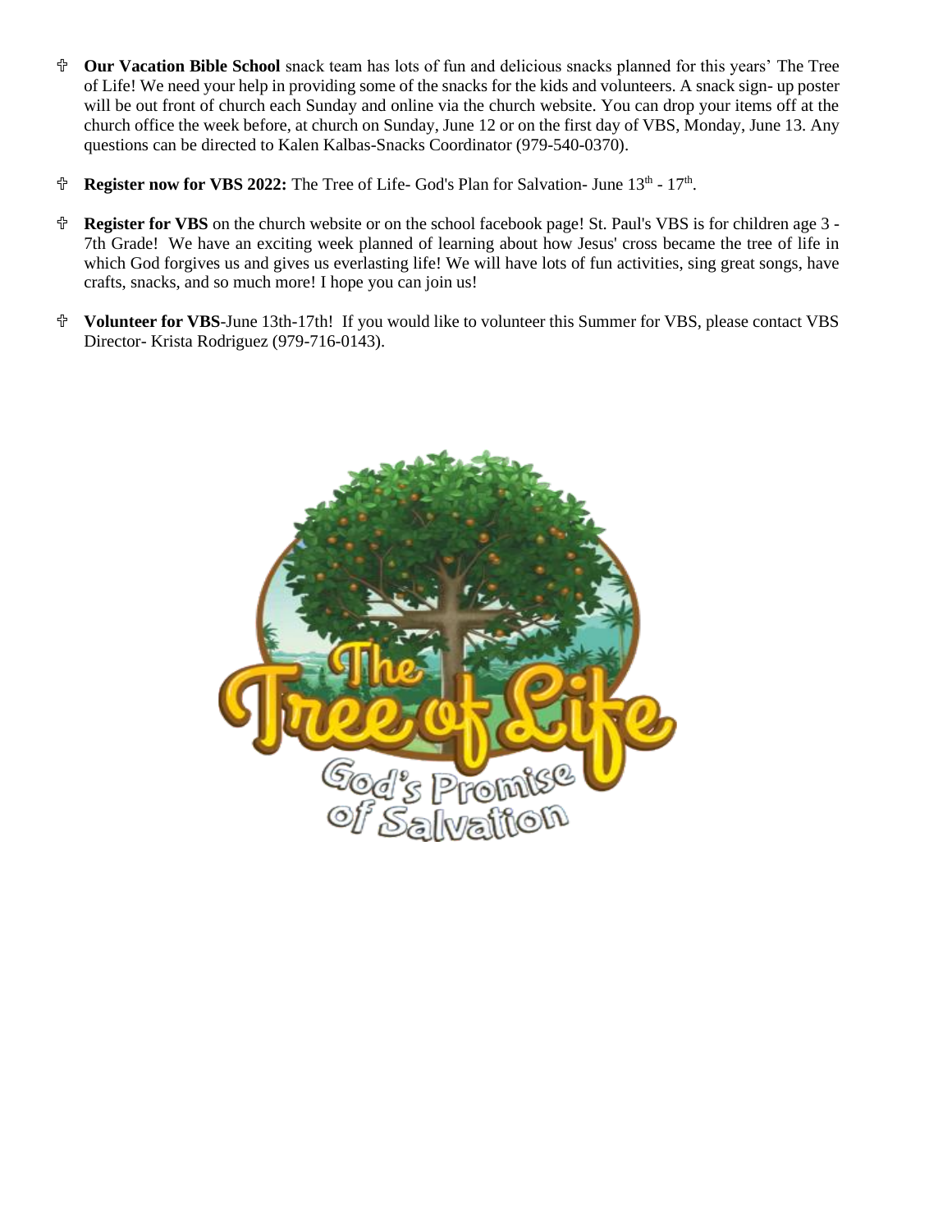- **Our Vacation Bible School** snack team has lots of fun and delicious snacks planned for this years' The Tree of Life! We need your help in providing some of the snacks for the kids and volunteers. A snack sign- up poster will be out front of church each Sunday and online via the church website. You can drop your items off at the church office the week before, at church on Sunday, June 12 or on the first day of VBS, Monday, June 13. Any questions can be directed to Kalen Kalbas-Snacks Coordinator (979-540-0370).

- **Register now for VBS 2022:** The Tree of Life- God's Plan for Salvation- June 13th - 17th.

- **Register for VBS** on the church website or on the school facebook page! St. Paul's VBS is for children age 3 - 7th Grade! We have an exciting week planned of learning about how Jesus' cross became the tree of life in which God forgives us and gives us everlasting life! We will have lots of fun activities, sing great songs, have crafts, snacks, and so much more! I hope you can join us!

- **Volunteer for VBS**-June 13th-17th! If you would like to volunteer this Summer for VBS, please contact VBS Director- Krista Rodriguez (979-716-0143).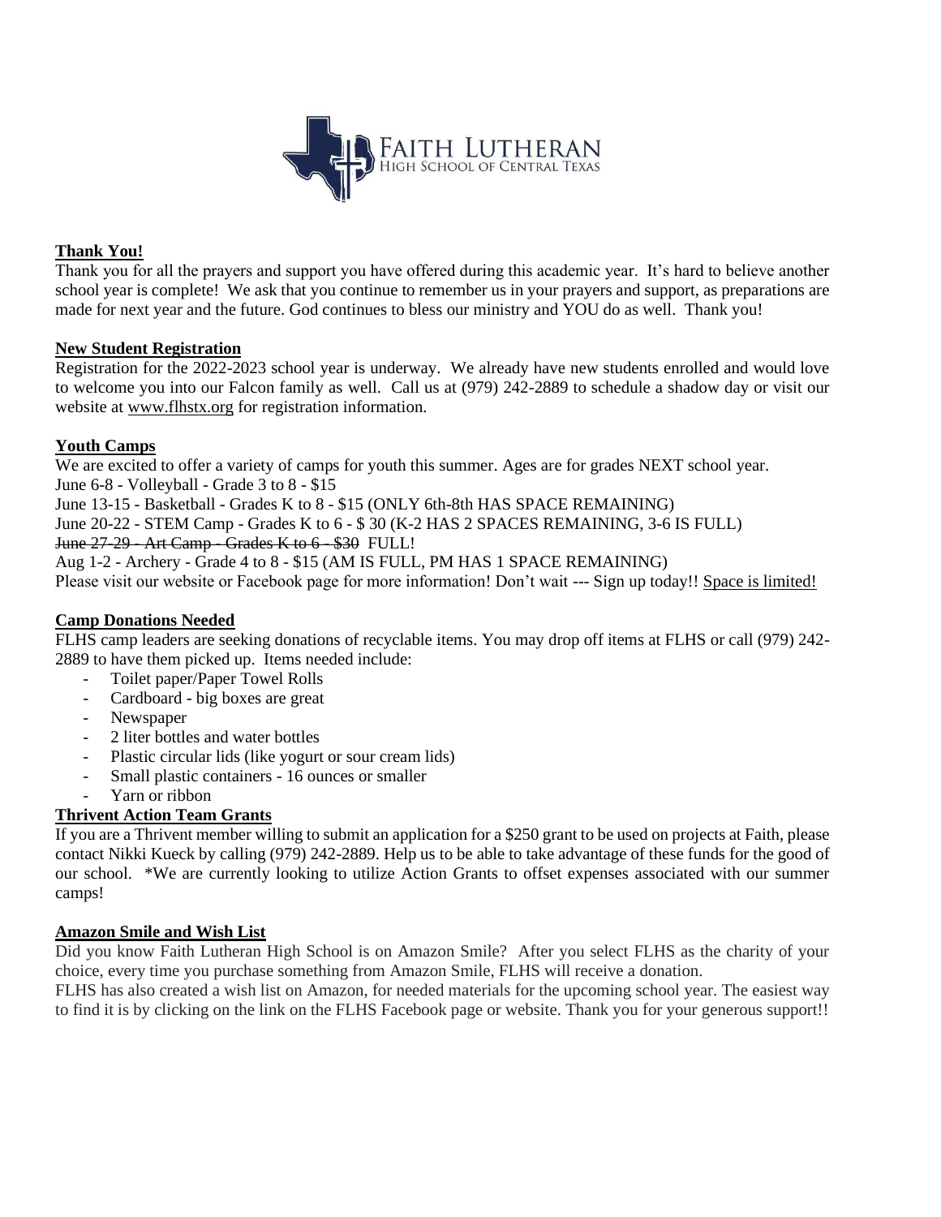FAITH LUTHERAN
HIGH SCHOOL OF CENTRAL TEXAS

**Thank You!**

Thank you for all the prayers and support you have offered during this academic year. It's hard to believe another school year is complete! We ask that you continue to remember us in your prayers and support, as preparations are made for next year and the future. God continues to bless our ministry and YOU do as well. Thank you!

**New Student Registration**

Registration for the 2022-2023 school year is underway. We already have new students enrolled and would love to welcome you into our Falcon family as well. Call us at (979) 242-2889 to schedule a shadow day or visit our website at www.flhstx.org for registration information.

**Youth Camps**

We are excited to offer a variety of camps for youth this summer. Ages are for grades NEXT school year.
June 6-8 - Volleyball - Grade 3 to 8 - $15
June 13-15 - Basketball - Grades K to 8 - $15 (ONLY 6th-8th HAS SPACE REMAINING)
June 20-22 - STEM Camp - Grades K to 6 - $ 30 (K-2 HAS 2 SPACES REMAINING, 3-6 IS FULL)
~~June 27-29 - Art Camp - Grades K to 6 - $30~~ FULL!
Aug 1-2 - Archery - Grade 4 to 8 - $15 (AM IS FULL, PM HAS 1 SPACE REMAINING)
Please visit our website or Facebook page for more information! Don't wait --- Sign up today!! Space is limited!

**Camp Donations Needed**

FLHS camp leaders are seeking donations of recyclable items. You may drop off items at FLHS or call (979) 242-2889 to have them picked up. Items needed include:

- Toilet paper/Paper Towel Rolls
- Cardboard - big boxes are great
- Newspaper
- 2 liter bottles and water bottles
- Plastic circular lids (like yogurt or sour cream lids)
- Small plastic containers - 16 ounces or smaller
- Yarn or ribbon

**Thrivent Action Team Grants**

If you are a Thrivent member willing to submit an application for a $250 grant to be used on projects at Faith, please contact Nikki Kueck by calling (979) 242-2889. Help us to be able to take advantage of these funds for the good of our school. *We are currently looking to utilize Action Grants to offset expenses associated with our summer camps!

**Amazon Smile and Wish List**

Did you know Faith Lutheran High School is on Amazon Smile? After you select FLHS as the charity of your choice, every time you purchase something from Amazon Smile, FLHS will receive a donation.
FLHS has also created a wish list on Amazon, for needed materials for the upcoming school year. The easiest way to find it is by clicking on the link on the FLHS Facebook page or website. Thank you for your generous support!!